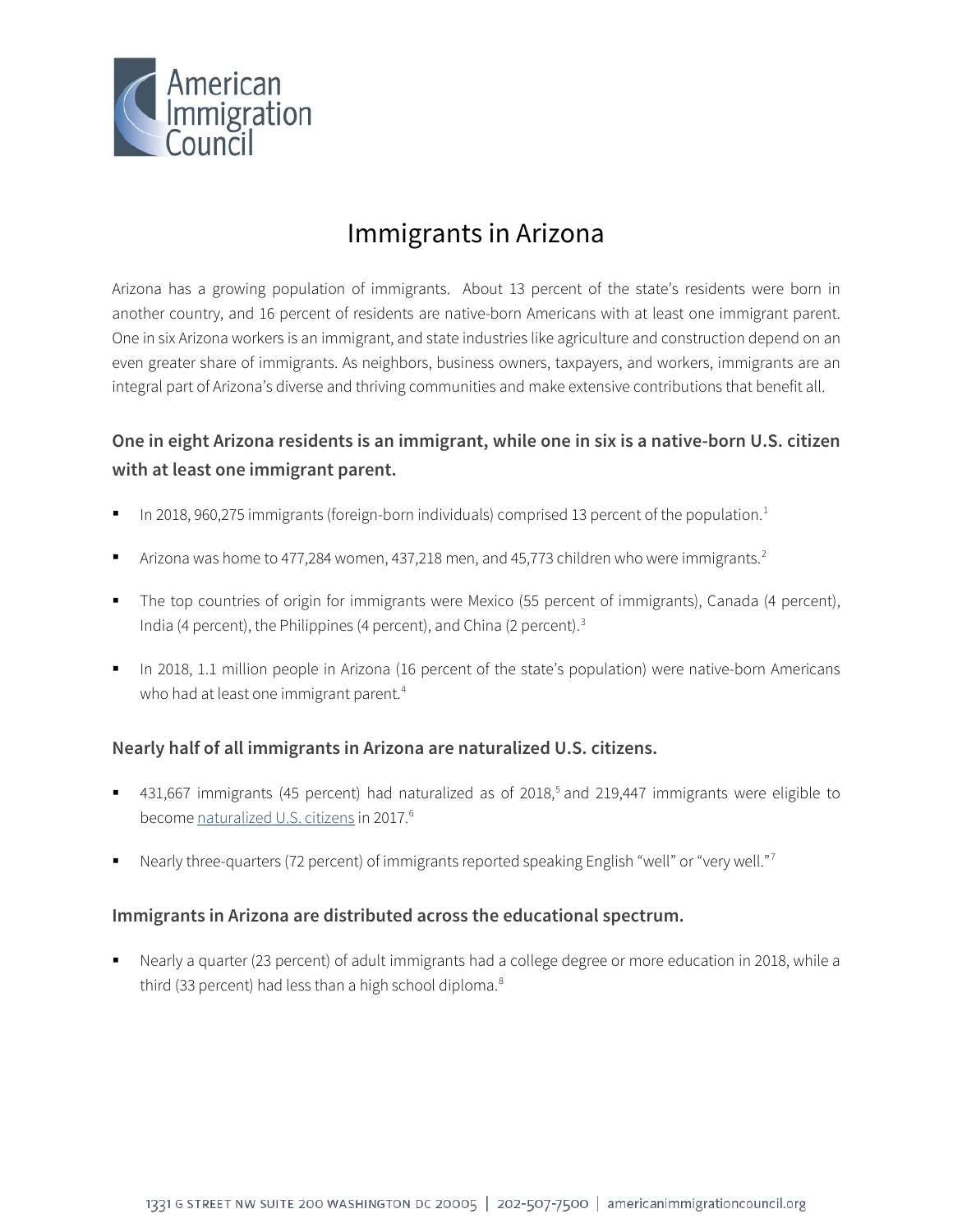# Immigrants in Arizona

Arizona has a growing population of immigrants. About 13 percent of the state's residents were born in another country, and 16 percent of residents are native-born Americans with at least one immigrant parent. One in six Arizona workers is an immigrant, and state industries like agriculture and construction depend on an even greater share of immigrants. As neighbors, business owners, taxpayers, and workers, immigrants are an integral part of Arizona's diverse and thriving communities and make extensive contributions that benefit all.

### One in eight Arizona residents is an immigrant, while one in six is a native-born U.S. citizen with at least one immigrant parent.

- In 2018, 960,275 immigrants (foreign-born individuals) comprised 13 percent of the population.[1]
- Arizona was home to 477,284 women, 437,218 men, and 45,773 children who were immigrants.[2]
- The top countries of origin for immigrants were Mexico (55 percent of immigrants), Canada (4 percent), India (4 percent), the Philippines (4 percent), and China (2 percent).[3]
- In 2018, 1.1 million people in Arizona (16 percent of the state's population) were native-born Americans who had at least one immigrant parent.[4]

### Nearly half of all immigrants in Arizona are naturalized U.S. citizens.

- 431,667 immigrants (45 percent) had naturalized as of 2018,[5] and 219,447 immigrants were eligible to become naturalized U.S. citizens in 2017.[6]
- Nearly three-quarters (72 percent) of immigrants reported speaking English "well" or "very well."[7]

### Immigrants in Arizona are distributed across the educational spectrum.

- Nearly a quarter (23 percent) of adult immigrants had a college degree or more education in 2018, while a third (33 percent) had less than a high school diploma.[8]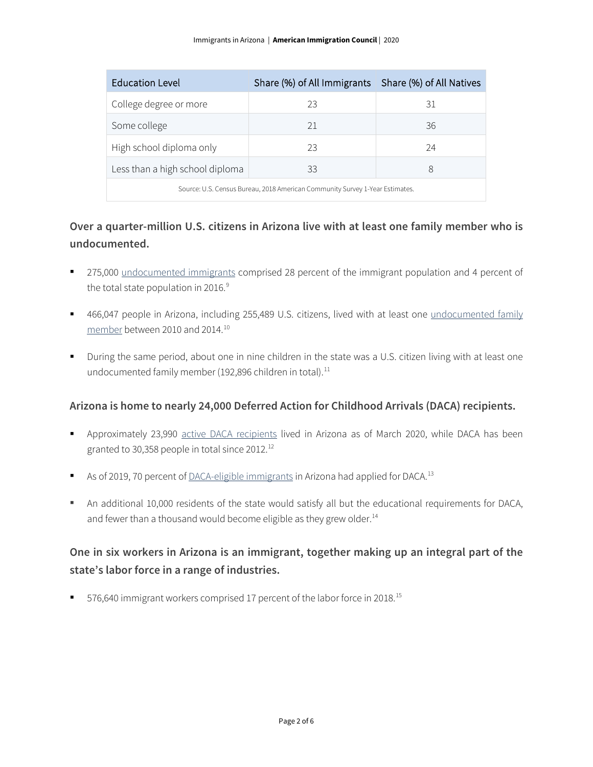| Education Level | Share (%) of All Immigrants | Share (%) of All Natives |
| --- | --- | --- |
| College degree or more | 23 | 31 |
| Some college | 21 | 36 |
| High school diploma only | 23 | 24 |
| Less than a high school diploma | 33 | 8 |
| Source: U.S. Census Bureau, 2018 American Community Survey 1-Year Estimates. | | |

### Over a quarter-million U.S. citizens in Arizona live with at least one family member who is undocumented.

- 275,000 undocumented immigrants comprised 28 percent of the immigrant population and 4 percent of the total state population in 2016.[9]
- 466,047 people in Arizona, including 255,489 U.S. citizens, lived with at least one undocumented family member between 2010 and 2014.[10]
- During the same period, about one in nine children in the state was a U.S. citizen living with at least one undocumented family member (192,896 children in total).[11]

### Arizona is home to nearly 24,000 Deferred Action for Childhood Arrivals (DACA) recipients.

- Approximately 23,990 active DACA recipients lived in Arizona as of March 2020, while DACA has been granted to 30,358 people in total since 2012.[12]
- As of 2019, 70 percent of DACA-eligible immigrants in Arizona had applied for DACA.[13]
- An additional 10,000 residents of the state would satisfy all but the educational requirements for DACA, and fewer than a thousand would become eligible as they grew older.[14]

### One in six workers in Arizona is an immigrant, together making up an integral part of the state's labor force in a range of industries.

- 576,640 immigrant workers comprised 17 percent of the labor force in 2018.[15]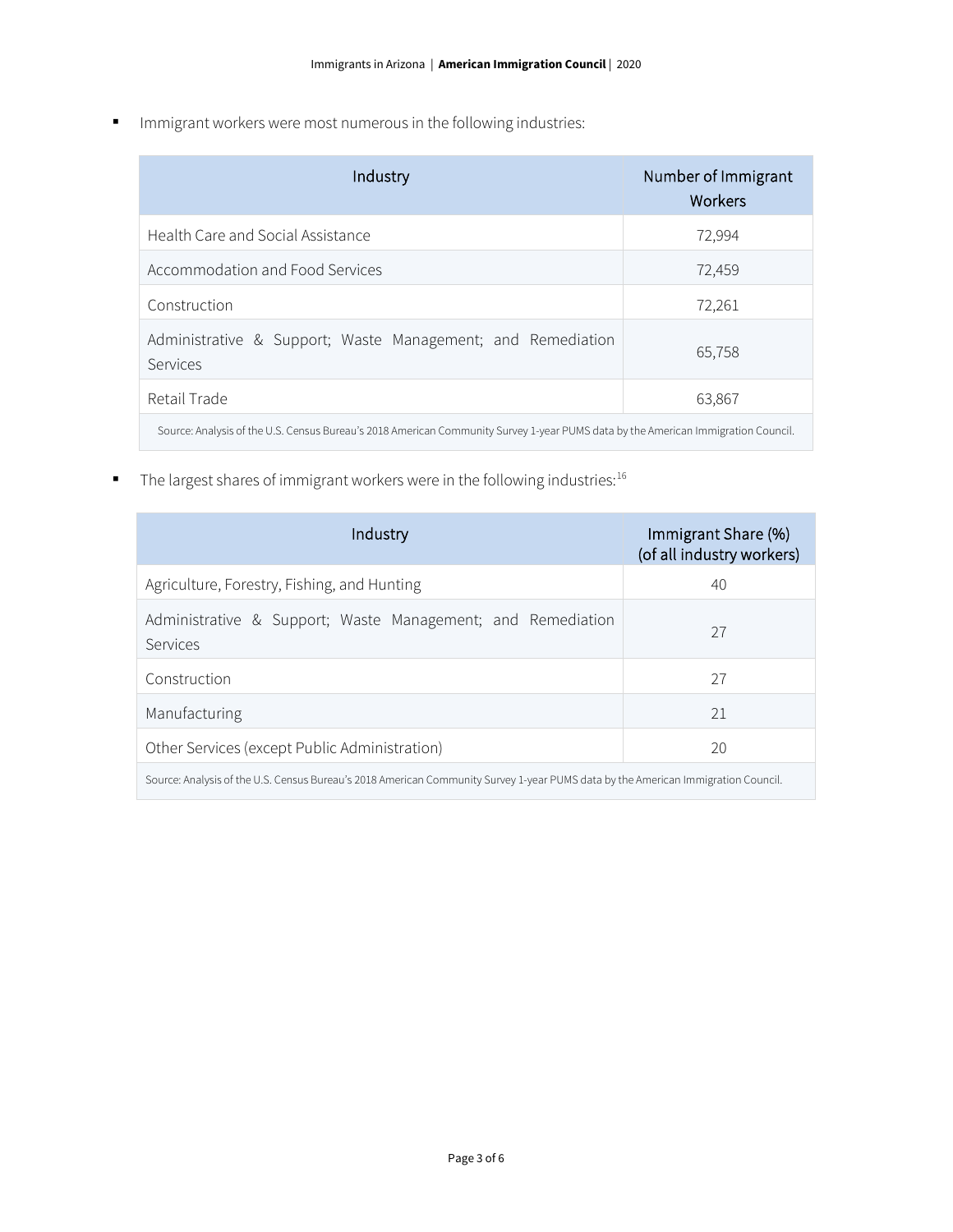- Immigrant workers were most numerous in the following industries:

| Industry | Number of Immigrant Workers |
| --- | --- |
| Health Care and Social Assistance | 72,994 |
| Accommodation and Food Services | 72,459 |
| Construction | 72,261 |
| Administrative & Support; Waste Management; and Remediation Services | 65,758 |
| Retail Trade | 63,867 |

Source: Analysis of the U.S. Census Bureau's 2018 American Community Survey 1-year PUMS data by the American Immigration Council.

- The largest shares of immigrant workers were in the following industries:[16]

| Industry | Immigrant Share (%) (of all industry workers) |
| --- | --- |
| Agriculture, Forestry, Fishing, and Hunting | 40 |
| Administrative & Support; Waste Management; and Remediation Services | 27 |
| Construction | 27 |
| Manufacturing | 21 |
| Other Services (except Public Administration) | 20 |

Source: Analysis of the U.S. Census Bureau's 2018 American Community Survey 1-year PUMS data by the American Immigration Council.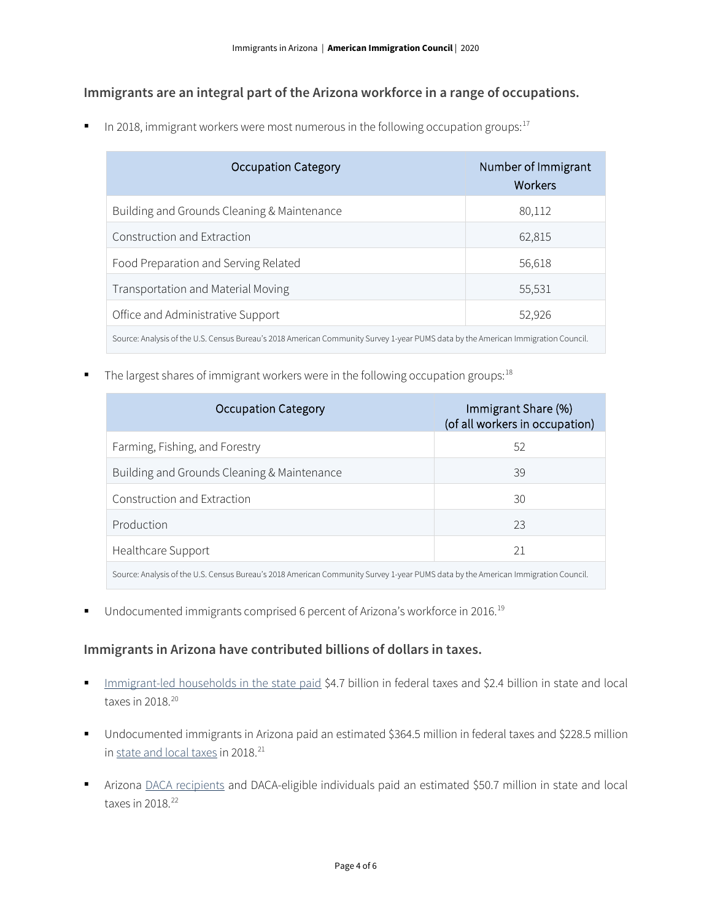## Immigrants are an integral part of the Arizona workforce in a range of occupations.

- In 2018, immigrant workers were most numerous in the following occupation groups:[17]

| Occupation Category | Number of Immigrant Workers |
|---|---|
| Building and Grounds Cleaning & Maintenance | 80,112 |
| Construction and Extraction | 62,815 |
| Food Preparation and Serving Related | 56,618 |
| Transportation and Material Moving | 55,531 |
| Office and Administrative Support | 52,926 |

Source: Analysis of the U.S. Census Bureau's 2018 American Community Survey 1-year PUMS data by the American Immigration Council.

- The largest shares of immigrant workers were in the following occupation groups:[18]

| Occupation Category | Immigrant Share (%) (of all workers in occupation) |
|---|---|
| Farming, Fishing, and Forestry | 52 |
| Building and Grounds Cleaning & Maintenance | 39 |
| Construction and Extraction | 30 |
| Production | 23 |
| Healthcare Support | 21 |

Source: Analysis of the U.S. Census Bureau's 2018 American Community Survey 1-year PUMS data by the American Immigration Council.

- Undocumented immigrants comprised 6 percent of Arizona's workforce in 2016.[19]

## Immigrants in Arizona have contributed billions of dollars in taxes.

- Immigrant-led households in the state paid $4.7 billion in federal taxes and $2.4 billion in state and local taxes in 2018.[20]
- Undocumented immigrants in Arizona paid an estimated $364.5 million in federal taxes and $228.5 million in state and local taxes in 2018.[21]
- Arizona DACA recipients and DACA-eligible individuals paid an estimated $50.7 million in state and local taxes in 2018.[22]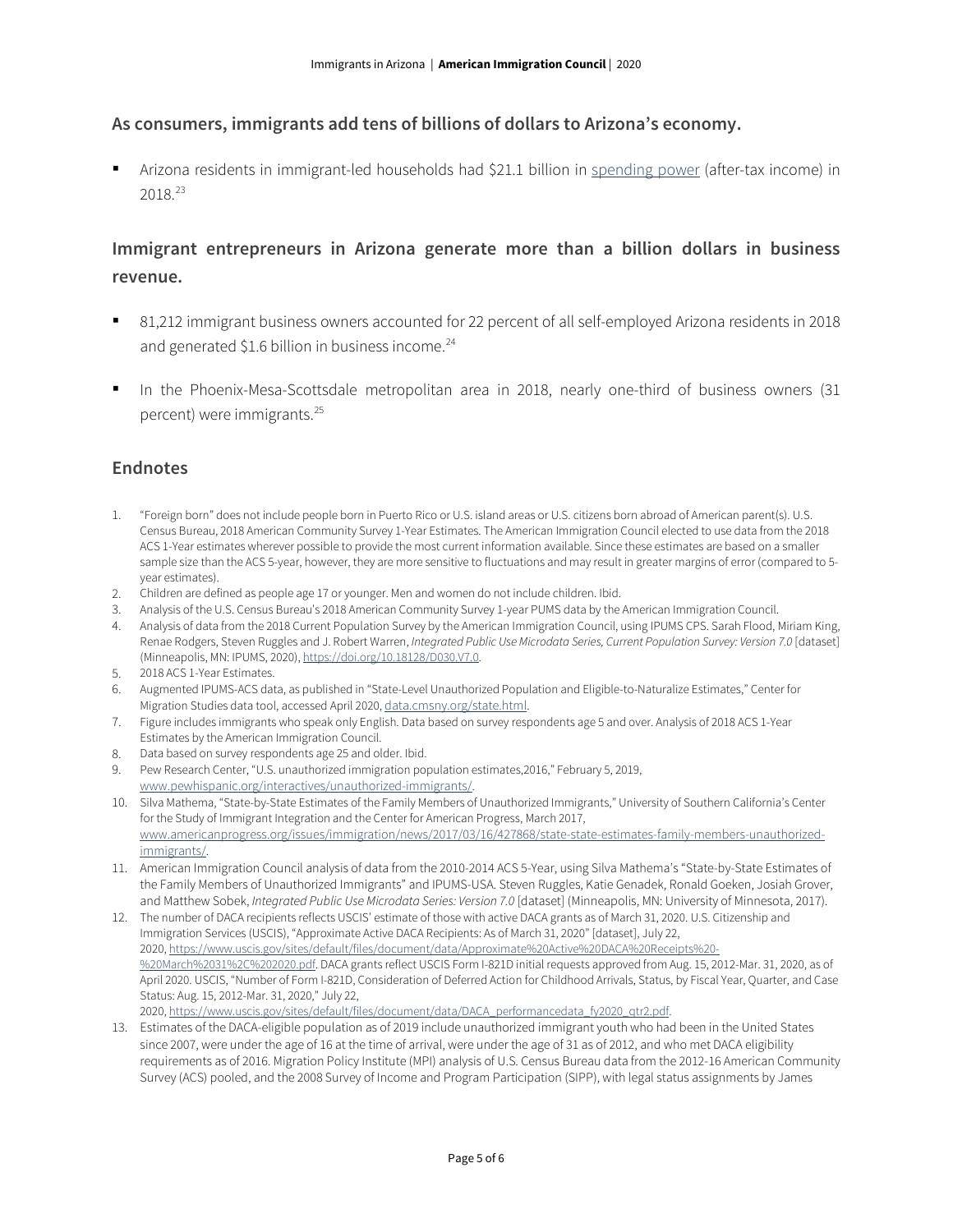## As consumers, immigrants add tens of billions of dollars to Arizona's economy.

- Arizona residents in immigrant-led households had $21.1 billion in [spending power](https://) (after-tax income) in 2018.[23]

## Immigrant entrepreneurs in Arizona generate more than a billion dollars in business revenue.

- 81,212 immigrant business owners accounted for 22 percent of all self-employed Arizona residents in 2018 and generated $1.6 billion in business income.[24]
- In the Phoenix-Mesa-Scottsdale metropolitan area in 2018, nearly one-third of business owners (31 percent) were immigrants.[25]

## Endnotes

1. "Foreign born" does not include people born in Puerto Rico or U.S. island areas or U.S. citizens born abroad of American parent(s). U.S. Census Bureau, 2018 American Community Survey 1-Year Estimates. The American Immigration Council elected to use data from the 2018 ACS 1-Year estimates wherever possible to provide the most current information available. Since these estimates are based on a smaller sample size than the ACS 5-year, however, they are more sensitive to fluctuations and may result in greater margins of error (compared to 5-year estimates).
2. Children are defined as people age 17 or younger. Men and women do not include children. Ibid.
3. Analysis of the U.S. Census Bureau's 2018 American Community Survey 1-year PUMS data by the American Immigration Council.
4. Analysis of data from the 2018 Current Population Survey by the American Immigration Council, using IPUMS CPS. Sarah Flood, Miriam King, Renae Rodgers, Steven Ruggles and J. Robert Warren, *Integrated Public Use Microdata Series, Current Population Survey: Version 7.0* [dataset] (Minneapolis, MN: IPUMS, 2020), https://doi.org/10.18128/D030.V7.0.
5. 2018 ACS 1-Year Estimates.
6. Augmented IPUMS-ACS data, as published in "State-Level Unauthorized Population and Eligible-to-Naturalize Estimates," Center for Migration Studies data tool, accessed April 2020, data.cmsny.org/state.html.
7. Figure includes immigrants who speak only English. Data based on survey respondents age 5 and over. Analysis of 2018 ACS 1-Year Estimates by the American Immigration Council.
8. Data based on survey respondents age 25 and older. Ibid.
9. Pew Research Center, "U.S. unauthorized immigration population estimates,2016," February 5, 2019, www.pewhispanic.org/interactives/unauthorized-immigrants/.
10. Silva Mathema, "State-by-State Estimates of the Family Members of Unauthorized Immigrants," University of Southern California's Center for the Study of Immigrant Integration and the Center for American Progress, March 2017, www.americanprogress.org/issues/immigration/news/2017/03/16/427868/state-state-estimates-family-members-unauthorized-immigrants/.
11. American Immigration Council analysis of data from the 2010-2014 ACS 5-Year, using Silva Mathema's "State-by-State Estimates of the Family Members of Unauthorized Immigrants" and IPUMS-USA. Steven Ruggles, Katie Genadek, Ronald Goeken, Josiah Grover, and Matthew Sobek, *Integrated Public Use Microdata Series: Version 7.0* [dataset] (Minneapolis, MN: University of Minnesota, 2017).
12. The number of DACA recipients reflects USCIS' estimate of those with active DACA grants as of March 31, 2020. U.S. Citizenship and Immigration Services (USCIS), "Approximate Active DACA Recipients: As of March 31, 2020" [dataset], July 22, 2020, https://www.uscis.gov/sites/default/files/document/data/Approximate%20Active%20DACA%20Receipts%20-%20March%2031%2C%202020.pdf. DACA grants reflect USCIS Form I-821D initial requests approved from Aug. 15, 2012-Mar. 31, 2020, as of April 2020. USCIS, "Number of Form I-821D, Consideration of Deferred Action for Childhood Arrivals, Status, by Fiscal Year, Quarter, and Case Status: Aug. 15, 2012-Mar. 31, 2020," July 22, 2020, https://www.uscis.gov/sites/default/files/document/data/DACA_performancedata_fy2020_qtr2.pdf.
13. Estimates of the DACA-eligible population as of 2019 include unauthorized immigrant youth who had been in the United States since 2007, were under the age of 16 at the time of arrival, were under the age of 31 as of 2012, and who met DACA eligibility requirements as of 2016. Migration Policy Institute (MPI) analysis of U.S. Census Bureau data from the 2012-16 American Community Survey (ACS) pooled, and the 2008 Survey of Income and Program Participation (SIPP), with legal status assignments by James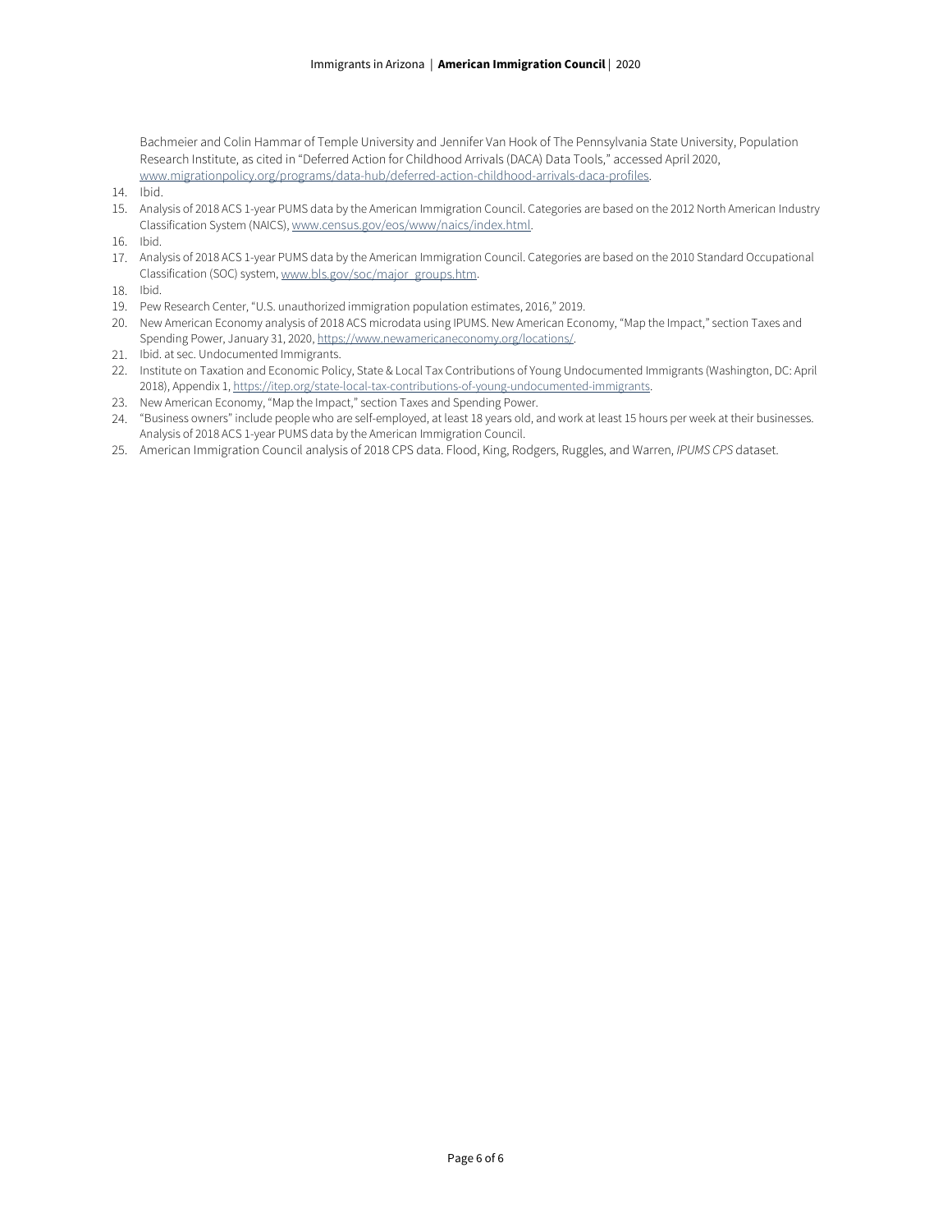Bachmeier and Colin Hammar of Temple University and Jennifer Van Hook of The Pennsylvania State University, Population Research Institute, as cited in "Deferred Action for Childhood Arrivals (DACA) Data Tools," accessed April 2020, www.migrationpolicy.org/programs/data-hub/deferred-action-childhood-arrivals-daca-profiles.

14. Ibid.
15. Analysis of 2018 ACS 1-year PUMS data by the American Immigration Council. Categories are based on the 2012 North American Industry Classification System (NAICS), www.census.gov/eos/www/naics/index.html.
16. Ibid.
17. Analysis of 2018 ACS 1-year PUMS data by the American Immigration Council. Categories are based on the 2010 Standard Occupational Classification (SOC) system, www.bls.gov/soc/major_groups.htm.
18. Ibid.
19. Pew Research Center, "U.S. unauthorized immigration population estimates, 2016," 2019.
20. New American Economy analysis of 2018 ACS microdata using IPUMS. New American Economy, "Map the Impact," section Taxes and Spending Power, January 31, 2020, https://www.newamericaneconomy.org/locations/.
21. Ibid. at sec. Undocumented Immigrants.
22. Institute on Taxation and Economic Policy, State & Local Tax Contributions of Young Undocumented Immigrants (Washington, DC: April 2018), Appendix 1, https://itep.org/state-local-tax-contributions-of-young-undocumented-immigrants.
23. New American Economy, "Map the Impact," section Taxes and Spending Power.
24. "Business owners" include people who are self-employed, at least 18 years old, and work at least 15 hours per week at their businesses. Analysis of 2018 ACS 1-year PUMS data by the American Immigration Council.
25. American Immigration Council analysis of 2018 CPS data. Flood, King, Rodgers, Ruggles, and Warren, *IPUMS CPS* dataset.